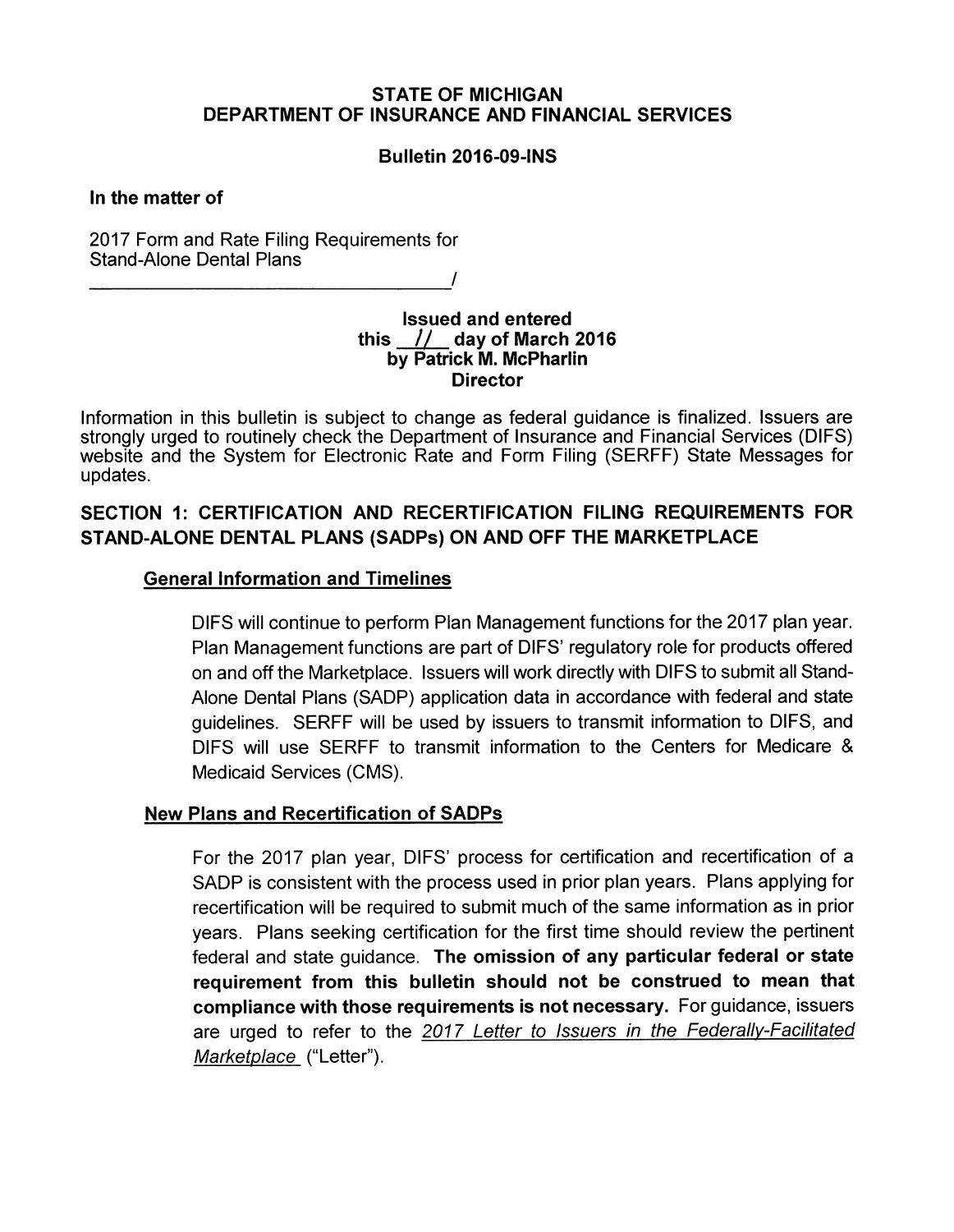**STATE OF MICHIGAN**
**DEPARTMENT OF INSURANCE AND FINANCIAL SERVICES**

**Bulletin 2016-09-INS**

**In the matter of**

2017 Form and Rate Filing Requirements for Stand-Alone Dental Plans
______________________________________/

**Issued and entered**
**this 11 day of March 2016**
**by Patrick M. McPharlin**
**Director**

Information in this bulletin is subject to change as federal guidance is finalized. Issuers are strongly urged to routinely check the Department of Insurance and Financial Services (DIFS) website and the System for Electronic Rate and Form Filing (SERFF) State Messages for updates.

## SECTION 1: CERTIFICATION AND RECERTIFICATION FILING REQUIREMENTS FOR STAND-ALONE DENTAL PLANS (SADPs) ON AND OFF THE MARKETPLACE

### General Information and Timelines

DIFS will continue to perform Plan Management functions for the 2017 plan year. Plan Management functions are part of DIFS' regulatory role for products offered on and off the Marketplace. Issuers will work directly with DIFS to submit all Stand-Alone Dental Plans (SADP) application data in accordance with federal and state guidelines. SERFF will be used by issuers to transmit information to DIFS, and DIFS will use SERFF to transmit information to the Centers for Medicare & Medicaid Services (CMS).

### New Plans and Recertification of SADPs

For the 2017 plan year, DIFS' process for certification and recertification of a SADP is consistent with the process used in prior plan years. Plans applying for recertification will be required to submit much of the same information as in prior years. Plans seeking certification for the first time should review the pertinent federal and state guidance. **The omission of any particular federal or state requirement from this bulletin should not be construed to mean that compliance with those requirements is not necessary.** For guidance, issuers are urged to refer to the *2017 Letter to Issuers in the Federally-Facilitated Marketplace* ("Letter").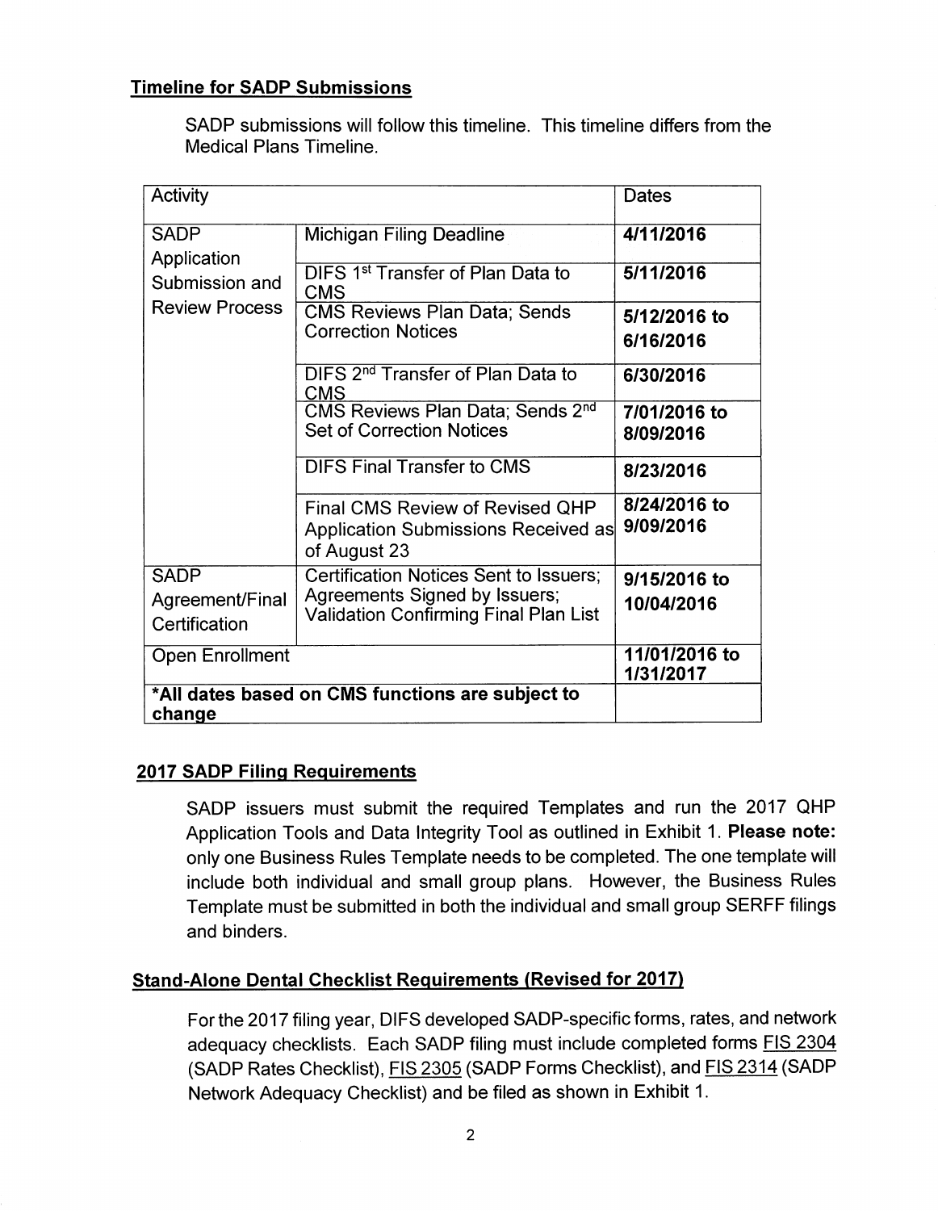## Timeline for SADP Submissions

SADP submissions will follow this timeline. This timeline differs from the Medical Plans Timeline.

| Activity | | Dates |
|---|---|---|
| SADP Application Submission and Review Process | Michigan Filing Deadline | **4/11/2016** |
| | DIFS 1st Transfer of Plan Data to CMS | **5/11/2016** |
| | CMS Reviews Plan Data; Sends Correction Notices | **5/12/2016 to 6/16/2016** |
| | DIFS 2nd Transfer of Plan Data to CMS | **6/30/2016** |
| | CMS Reviews Plan Data; Sends 2nd Set of Correction Notices | **7/01/2016 to 8/09/2016** |
| | DIFS Final Transfer to CMS | **8/23/2016** |
| | Final CMS Review of Revised QHP Application Submissions Received as of August 23 | **8/24/2016 to 9/09/2016** |
| SADP Agreement/Final Certification | Certification Notices Sent to Issuers; Agreements Signed by Issuers; Validation Confirming Final Plan List | **9/15/2016 to 10/04/2016** |
| Open Enrollment | | **11/01/2016 to 1/31/2017** |
| **\*All dates based on CMS functions are subject to change** | | |

## 2017 SADP Filing Requirements

SADP issuers must submit the required Templates and run the 2017 QHP Application Tools and Data Integrity Tool as outlined in Exhibit 1. **Please note:** only one Business Rules Template needs to be completed. The one template will include both individual and small group plans. However, the Business Rules Template must be submitted in both the individual and small group SERFF filings and binders.

## Stand-Alone Dental Checklist Requirements (Revised for 2017)

For the 2017 filing year, DIFS developed SADP-specific forms, rates, and network adequacy checklists. Each SADP filing must include completed forms FIS 2304 (SADP Rates Checklist), FIS 2305 (SADP Forms Checklist), and FIS 2314 (SADP Network Adequacy Checklist) and be filed as shown in Exhibit 1.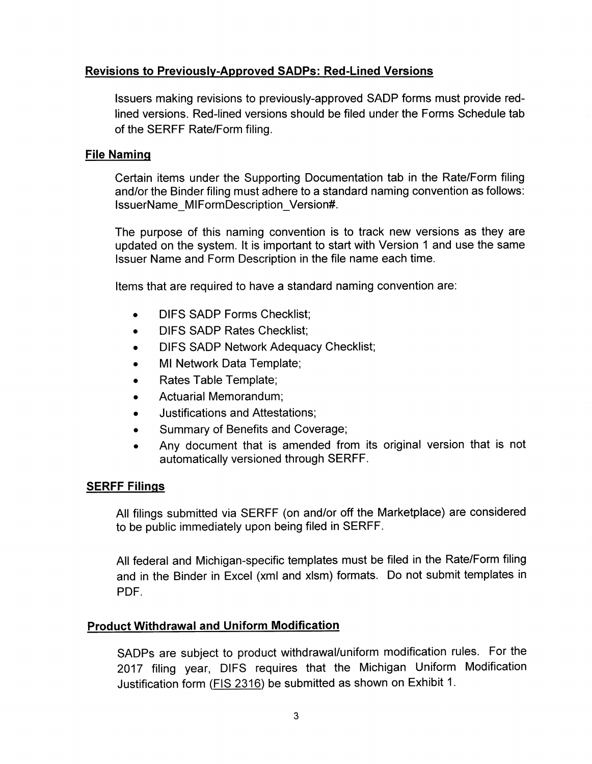## Revisions to Previously-Approved SADPs: Red-Lined Versions

Issuers making revisions to previously-approved SADP forms must provide red-lined versions. Red-lined versions should be filed under the Forms Schedule tab of the SERFF Rate/Form filing.

## File Naming

Certain items under the Supporting Documentation tab in the Rate/Form filing and/or the Binder filing must adhere to a standard naming convention as follows: IssuerName_MIFormDescription_Version#.

The purpose of this naming convention is to track new versions as they are updated on the system. It is important to start with Version 1 and use the same Issuer Name and Form Description in the file name each time.

Items that are required to have a standard naming convention are:

- DIFS SADP Forms Checklist;
- DIFS SADP Rates Checklist;
- DIFS SADP Network Adequacy Checklist;
- MI Network Data Template;
- Rates Table Template;
- Actuarial Memorandum;
- Justifications and Attestations;
- Summary of Benefits and Coverage;
- Any document that is amended from its original version that is not automatically versioned through SERFF.

## SERFF Filings

All filings submitted via SERFF (on and/or off the Marketplace) are considered to be public immediately upon being filed in SERFF.

All federal and Michigan-specific templates must be filed in the Rate/Form filing and in the Binder in Excel (xml and xlsm) formats. Do not submit templates in PDF.

## Product Withdrawal and Uniform Modification

SADPs are subject to product withdrawal/uniform modification rules. For the 2017 filing year, DIFS requires that the Michigan Uniform Modification Justification form (FIS 2316) be submitted as shown on Exhibit 1.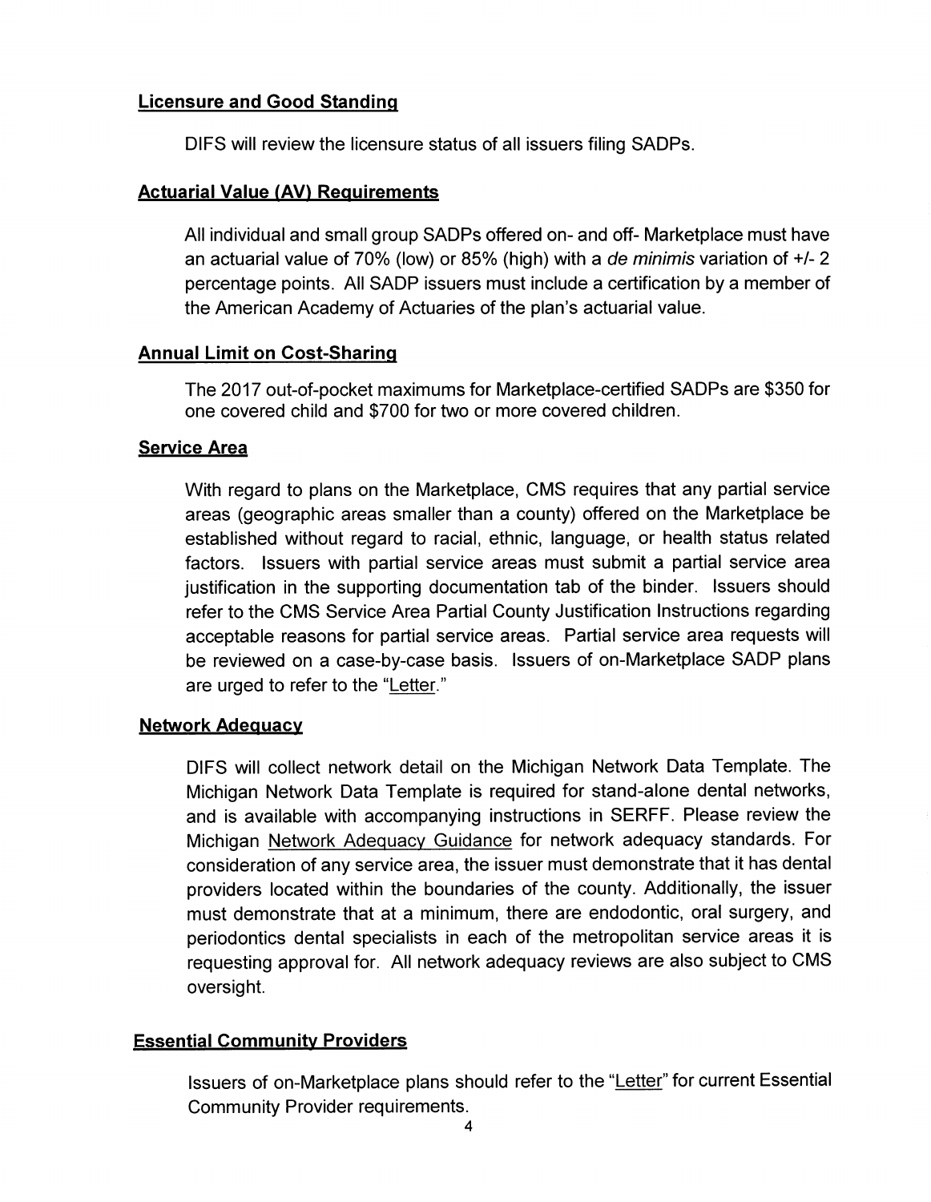## Licensure and Good Standing

DIFS will review the licensure status of all issuers filing SADPs.

## Actuarial Value (AV) Requirements

All individual and small group SADPs offered on- and off- Marketplace must have an actuarial value of 70% (low) or 85% (high) with a *de minimis* variation of +/- 2 percentage points. All SADP issuers must include a certification by a member of the American Academy of Actuaries of the plan's actuarial value.

## Annual Limit on Cost-Sharing

The 2017 out-of-pocket maximums for Marketplace-certified SADPs are $350 for one covered child and $700 for two or more covered children.

## Service Area

With regard to plans on the Marketplace, CMS requires that any partial service areas (geographic areas smaller than a county) offered on the Marketplace be established without regard to racial, ethnic, language, or health status related factors. Issuers with partial service areas must submit a partial service area justification in the supporting documentation tab of the binder. Issuers should refer to the CMS Service Area Partial County Justification Instructions regarding acceptable reasons for partial service areas. Partial service area requests will be reviewed on a case-by-case basis. Issuers of on-Marketplace SADP plans are urged to refer to the "Letter."

## Network Adequacy

DIFS will collect network detail on the Michigan Network Data Template. The Michigan Network Data Template is required for stand-alone dental networks, and is available with accompanying instructions in SERFF. Please review the Michigan Network Adequacy Guidance for network adequacy standards. For consideration of any service area, the issuer must demonstrate that it has dental providers located within the boundaries of the county. Additionally, the issuer must demonstrate that at a minimum, there are endodontic, oral surgery, and periodontics dental specialists in each of the metropolitan service areas it is requesting approval for. All network adequacy reviews are also subject to CMS oversight.

## Essential Community Providers

Issuers of on-Marketplace plans should refer to the "Letter" for current Essential Community Provider requirements.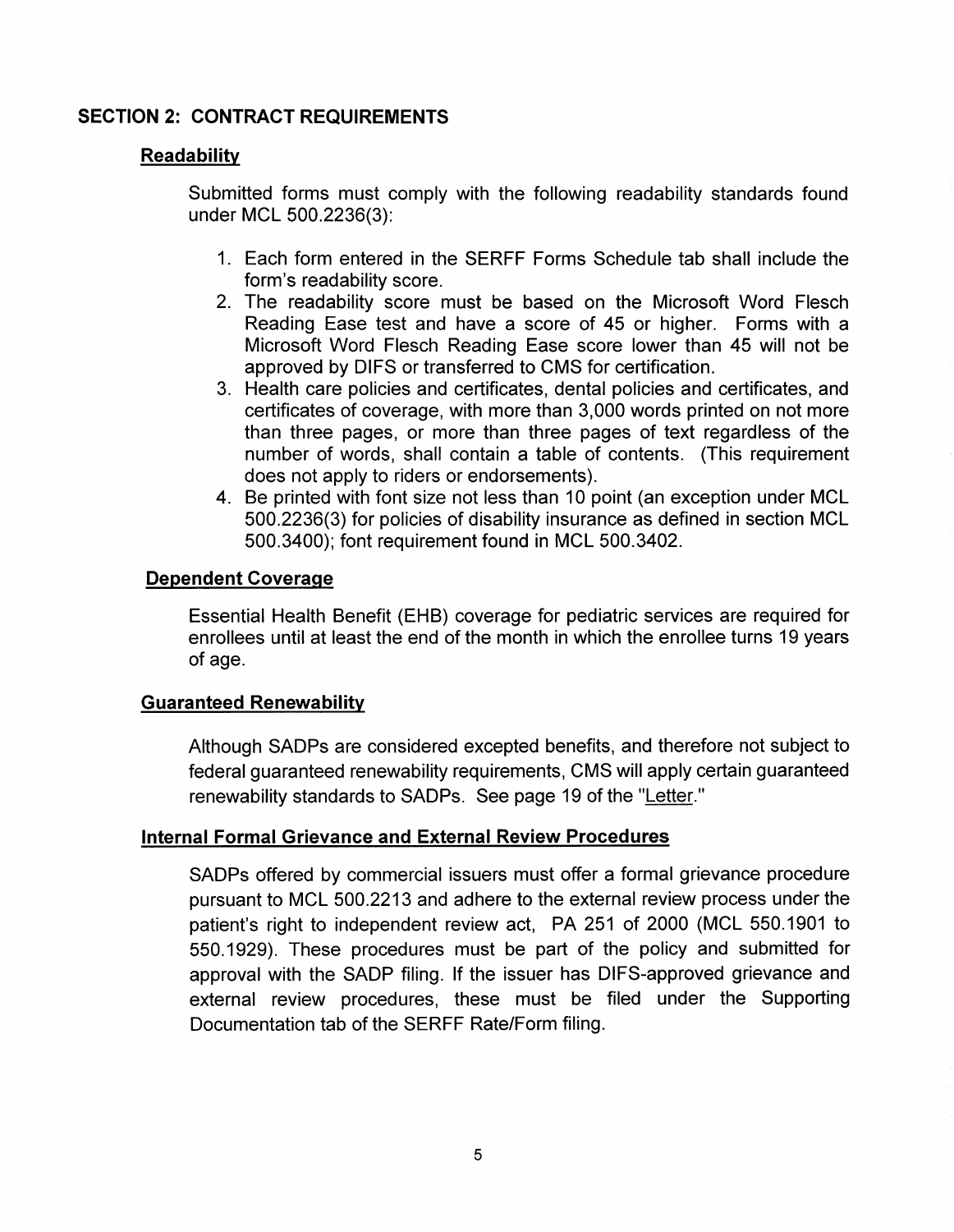## SECTION 2: CONTRACT REQUIREMENTS

### Readability

Submitted forms must comply with the following readability standards found under MCL 500.2236(3):

1. Each form entered in the SERFF Forms Schedule tab shall include the form's readability score.
2. The readability score must be based on the Microsoft Word Flesch Reading Ease test and have a score of 45 or higher. Forms with a Microsoft Word Flesch Reading Ease score lower than 45 will not be approved by DIFS or transferred to CMS for certification.
3. Health care policies and certificates, dental policies and certificates, and certificates of coverage, with more than 3,000 words printed on not more than three pages, or more than three pages of text regardless of the number of words, shall contain a table of contents. (This requirement does not apply to riders or endorsements).
4. Be printed with font size not less than 10 point (an exception under MCL 500.2236(3) for policies of disability insurance as defined in section MCL 500.3400); font requirement found in MCL 500.3402.

### Dependent Coverage

Essential Health Benefit (EHB) coverage for pediatric services are required for enrollees until at least the end of the month in which the enrollee turns 19 years of age.

### Guaranteed Renewability

Although SADPs are considered excepted benefits, and therefore not subject to federal guaranteed renewability requirements, CMS will apply certain guaranteed renewability standards to SADPs. See page 19 of the "Letter."

### Internal Formal Grievance and External Review Procedures

SADPs offered by commercial issuers must offer a formal grievance procedure pursuant to MCL 500.2213 and adhere to the external review process under the patient's right to independent review act, PA 251 of 2000 (MCL 550.1901 to 550.1929). These procedures must be part of the policy and submitted for approval with the SADP filing. If the issuer has DIFS-approved grievance and external review procedures, these must be filed under the Supporting Documentation tab of the SERFF Rate/Form filing.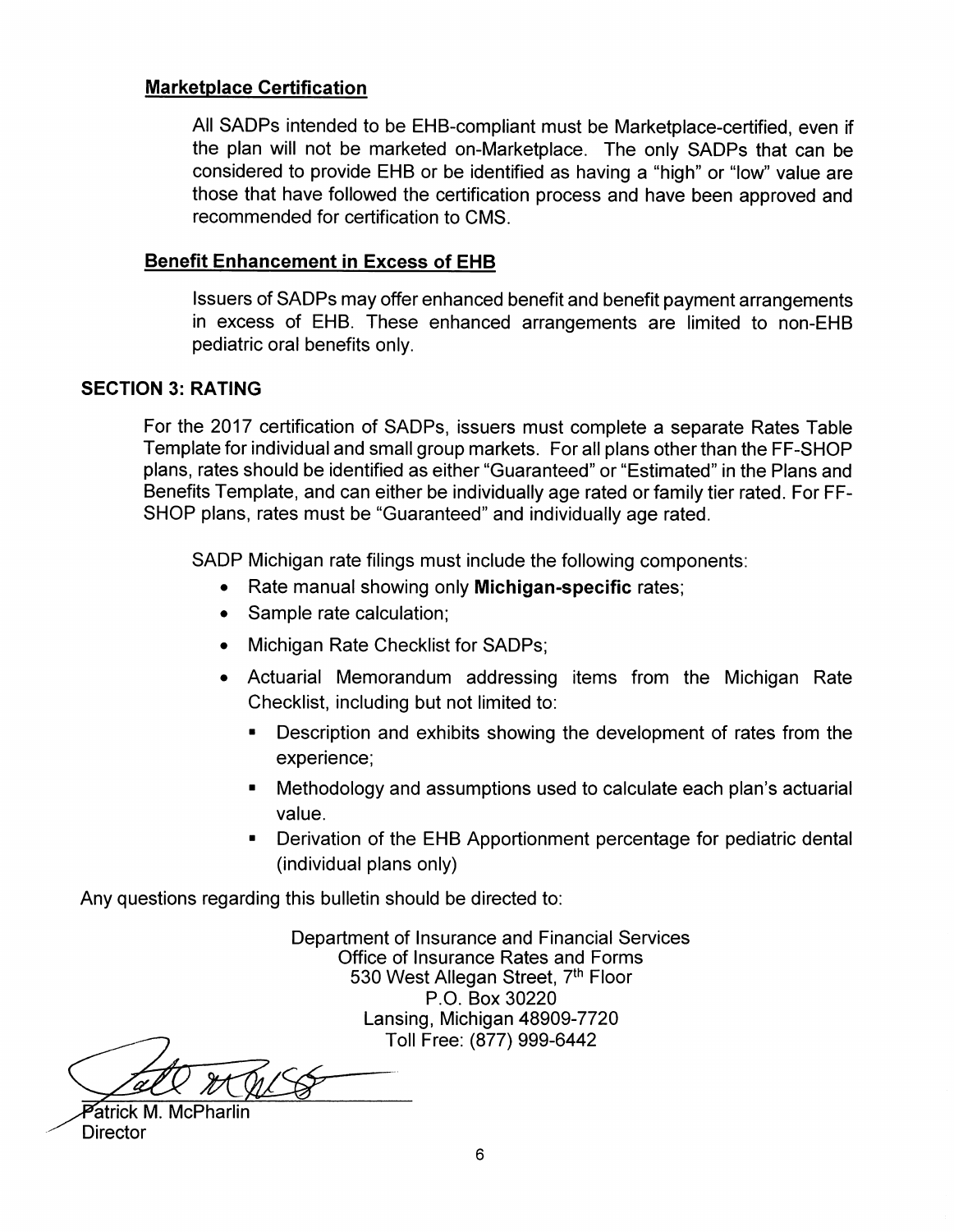### Marketplace Certification

All SADPs intended to be EHB-compliant must be Marketplace-certified, even if the plan will not be marketed on-Marketplace. The only SADPs that can be considered to provide EHB or be identified as having a "high" or "low" value are those that have followed the certification process and have been approved and recommended for certification to CMS.

### Benefit Enhancement in Excess of EHB

Issuers of SADPs may offer enhanced benefit and benefit payment arrangements in excess of EHB. These enhanced arrangements are limited to non-EHB pediatric oral benefits only.

## SECTION 3: RATING

For the 2017 certification of SADPs, issuers must complete a separate Rates Table Template for individual and small group markets. For all plans other than the FF-SHOP plans, rates should be identified as either "Guaranteed" or "Estimated" in the Plans and Benefits Template, and can either be individually age rated or family tier rated. For FF-SHOP plans, rates must be "Guaranteed" and individually age rated.

SADP Michigan rate filings must include the following components:

- Rate manual showing only **Michigan-specific** rates;
- Sample rate calculation;
- Michigan Rate Checklist for SADPs;
- Actuarial Memorandum addressing items from the Michigan Rate Checklist, including but not limited to:
  - Description and exhibits showing the development of rates from the experience;
  - Methodology and assumptions used to calculate each plan's actuarial value.
  - Derivation of the EHB Apportionment percentage for pediatric dental (individual plans only)

Any questions regarding this bulletin should be directed to:

Department of Insurance and Financial Services
Office of Insurance Rates and Forms
530 West Allegan Street, 7th Floor
P.O. Box 30220
Lansing, Michigan 48909-7720
Toll Free: (877) 999-6442

Patrick M. McPharlin
Director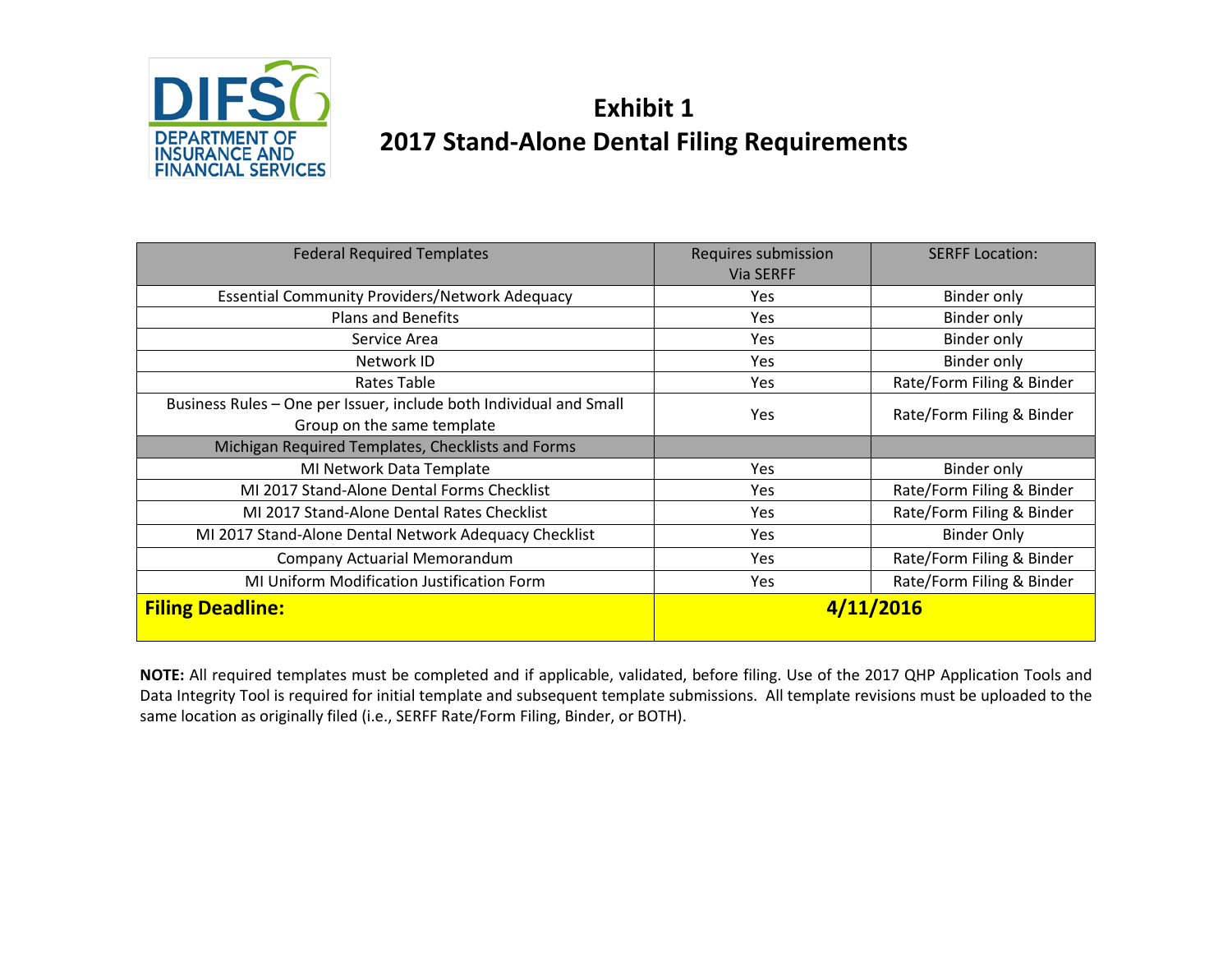DIFS DEPARTMENT OF INSURANCE AND FINANCIAL SERVICES

# Exhibit 1
# 2017 Stand-Alone Dental Filing Requirements

| Federal Required Templates | Requires submission Via SERFF | SERFF Location: |
|---|---|---|
| Essential Community Providers/Network Adequacy | Yes | Binder only |
| Plans and Benefits | Yes | Binder only |
| Service Area | Yes | Binder only |
| Network ID | Yes | Binder only |
| Rates Table | Yes | Rate/Form Filing & Binder |
| Business Rules – One per Issuer, include both Individual and Small Group on the same template | Yes | Rate/Form Filing & Binder |
| Michigan Required Templates, Checklists and Forms | | |
| MI Network Data Template | Yes | Binder only |
| MI 2017 Stand-Alone Dental Forms Checklist | Yes | Rate/Form Filing & Binder |
| MI 2017 Stand-Alone Dental Rates Checklist | Yes | Rate/Form Filing & Binder |
| MI 2017 Stand-Alone Dental Network Adequacy Checklist | Yes | Binder Only |
| Company Actuarial Memorandum | Yes | Rate/Form Filing & Binder |
| MI Uniform Modification Justification Form | Yes | Rate/Form Filing & Binder |
| **Filing Deadline:** | **4/11/2016** | |

**NOTE:** All required templates must be completed and if applicable, validated, before filing. Use of the 2017 QHP Application Tools and Data Integrity Tool is required for initial template and subsequent template submissions. All template revisions must be uploaded to the same location as originally filed (i.e., SERFF Rate/Form Filing, Binder, or BOTH).